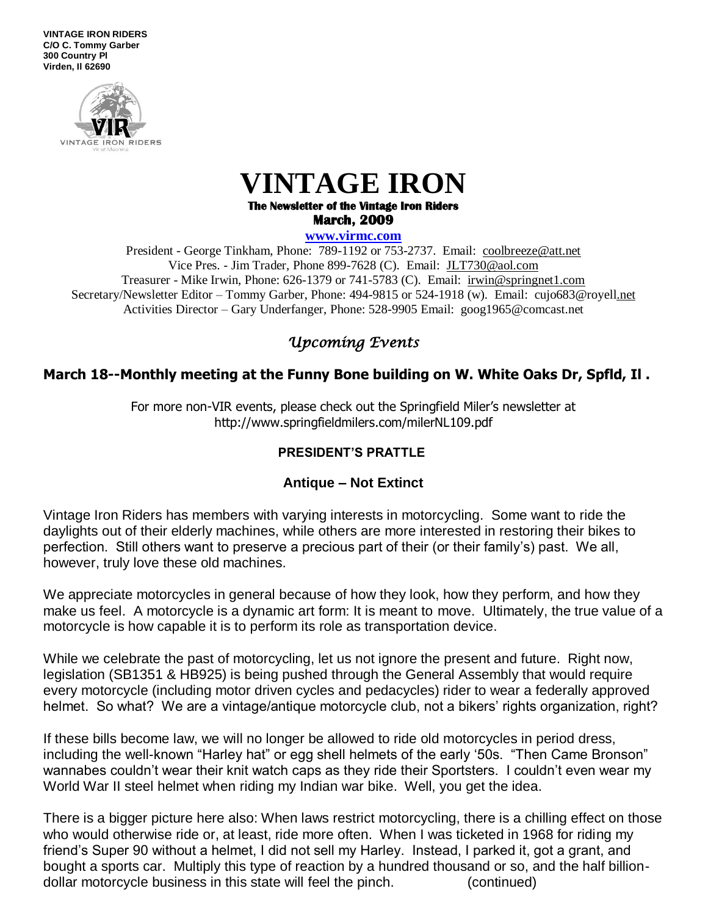**VINTAGE IRON RIDERS**
**C/O C. Tommy Garber**
**300 Country Pl**
**Virden, Il 62690**

# VINTAGE IRON

**The Newsletter of the Vintage Iron Riders**
**March, 2009**

**www.virmc.com**

President - George Tinkham, Phone: 789-1192 or 753-2737. Email: coolbreeze@att.net
Vice Pres. - Jim Trader, Phone 899-7628 (C). Email: JLT730@aol.com
Treasurer - Mike Irwin, Phone: 626-1379 or 741-5783 (C). Email: irwin@springnet1.com
Secretary/Newsletter Editor – Tommy Garber, Phone: 494-9815 or 524-1918 (w). Email: cujo683@royell.net
Activities Director – Gary Underfanger, Phone: 528-9905 Email: goog1965@comcast.net

## *Upcoming Events*

**March 18--Monthly meeting at the Funny Bone building on W. White Oaks Dr, Spfld, Il .**

For more non-VIR events, please check out the Springfield Miler's newsletter at http://www.springfieldmilers.com/milerNL109.pdf

### PRESIDENT'S PRATTLE

### Antique – Not Extinct

Vintage Iron Riders has members with varying interests in motorcycling. Some want to ride the daylights out of their elderly machines, while others are more interested in restoring their bikes to perfection. Still others want to preserve a precious part of their (or their family's) past. We all, however, truly love these old machines.

We appreciate motorcycles in general because of how they look, how they perform, and how they make us feel. A motorcycle is a dynamic art form: It is meant to move. Ultimately, the true value of a motorcycle is how capable it is to perform its role as transportation device.

While we celebrate the past of motorcycling, let us not ignore the present and future. Right now, legislation (SB1351 & HB925) is being pushed through the General Assembly that would require every motorcycle (including motor driven cycles and pedacycles) rider to wear a federally approved helmet. So what? We are a vintage/antique motorcycle club, not a bikers' rights organization, right?

If these bills become law, we will no longer be allowed to ride old motorcycles in period dress, including the well-known "Harley hat" or egg shell helmets of the early '50s. "Then Came Bronson" wannabes couldn't wear their knit watch caps as they ride their Sportsters. I couldn't even wear my World War II steel helmet when riding my Indian war bike. Well, you get the idea.

There is a bigger picture here also: When laws restrict motorcycling, there is a chilling effect on those who would otherwise ride or, at least, ride more often. When I was ticketed in 1968 for riding my friend's Super 90 without a helmet, I did not sell my Harley. Instead, I parked it, got a grant, and bought a sports car. Multiply this type of reaction by a hundred thousand or so, and the half billion-dollar motorcycle business in this state will feel the pinch. (continued)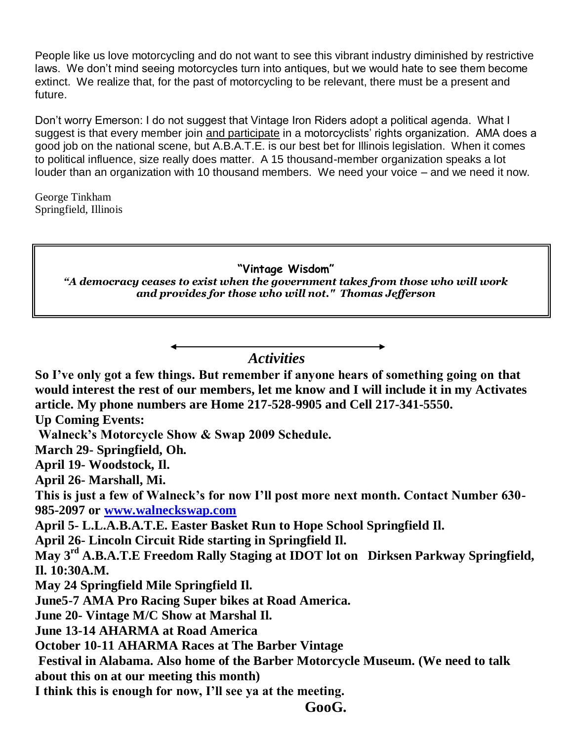People like us love motorcycling and do not want to see this vibrant industry diminished by restrictive laws. We don't mind seeing motorcycles turn into antiques, but we would hate to see them become extinct. We realize that, for the past of motorcycling to be relevant, there must be a present and future.

Don't worry Emerson: I do not suggest that Vintage Iron Riders adopt a political agenda. What I suggest is that every member join and participate in a motorcyclists' rights organization. AMA does a good job on the national scene, but A.B.A.T.E. is our best bet for Illinois legislation. When it comes to political influence, size really does matter. A 15 thousand-member organization speaks a lot louder than an organization with 10 thousand members. We need your voice – and we need it now.

George Tinkham
Springfield, Illinois

> **"Vintage Wisdom"**
> ***"A democracy ceases to exist when the government takes from those who will work and provides for those who will not." Thomas Jefferson***

## *Activities*

**So I've only got a few things. But remember if anyone hears of something going on that would interest the rest of our members, let me know and I will include it in my Activates article. My phone numbers are Home 217-528-9905 and Cell 217-341-5550.**

**Up Coming Events:**

**Walneck's Motorcycle Show & Swap 2009 Schedule.**

**March 29- Springfield, Oh.**

**April 19- Woodstock, Il.**

**April 26- Marshall, Mi.**

**This is just a few of Walneck's for now I'll post more next month. Contact Number 630-985-2097 or [www.walneckswap.com](http://www.walneckswap.com)**

**April 5- L.L.A.B.A.T.E. Easter Basket Run to Hope School Springfield Il.**

**April 26- Lincoln Circuit Ride starting in Springfield Il.**

**May 3rd A.B.A.T.E Freedom Rally Staging at IDOT lot on Dirksen Parkway Springfield, Il. 10:30A.M.**

**May 24 Springfield Mile Springfield Il.**

**June5-7 AMA Pro Racing Super bikes at Road America.**

**June 20- Vintage M/C Show at Marshal Il.**

**June 13-14 AHARMA at Road America**

**October 10-11 AHARMA Races at The Barber Vintage Festival in Alabama. Also home of the Barber Motorcycle Museum. (We need to talk about this on at our meeting this month)**

**I think this is enough for now, I'll see ya at the meeting.**

**GooG.**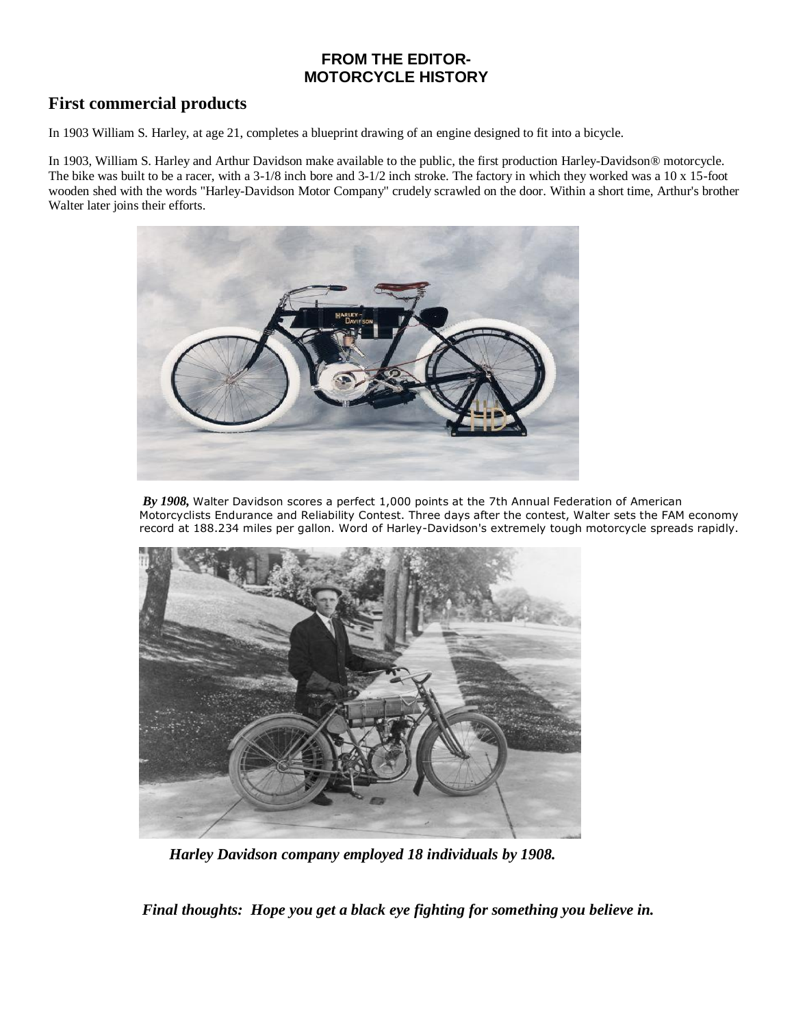**FROM THE EDITOR-**
**MOTORCYCLE HISTORY**

## First commercial products

In 1903 William S. Harley, at age 21, completes a blueprint drawing of an engine designed to fit into a bicycle.

In 1903, William S. Harley and Arthur Davidson make available to the public, the first production Harley-Davidson® motorcycle. The bike was built to be a racer, with a 3-1/8 inch bore and 3-1/2 inch stroke. The factory in which they worked was a 10 x 15-foot wooden shed with the words "Harley-Davidson Motor Company" crudely scrawled on the door. Within a short time, Arthur's brother Walter later joins their efforts.

***By 1908,*** Walter Davidson scores a perfect 1,000 points at the 7th Annual Federation of American Motorcyclists Endurance and Reliability Contest. Three days after the contest, Walter sets the FAM economy record at 188.234 miles per gallon. Word of Harley-Davidson's extremely tough motorcycle spreads rapidly.

***Harley Davidson company employed 18 individuals by 1908.***

***Final thoughts: Hope you get a black eye fighting for something you believe in.***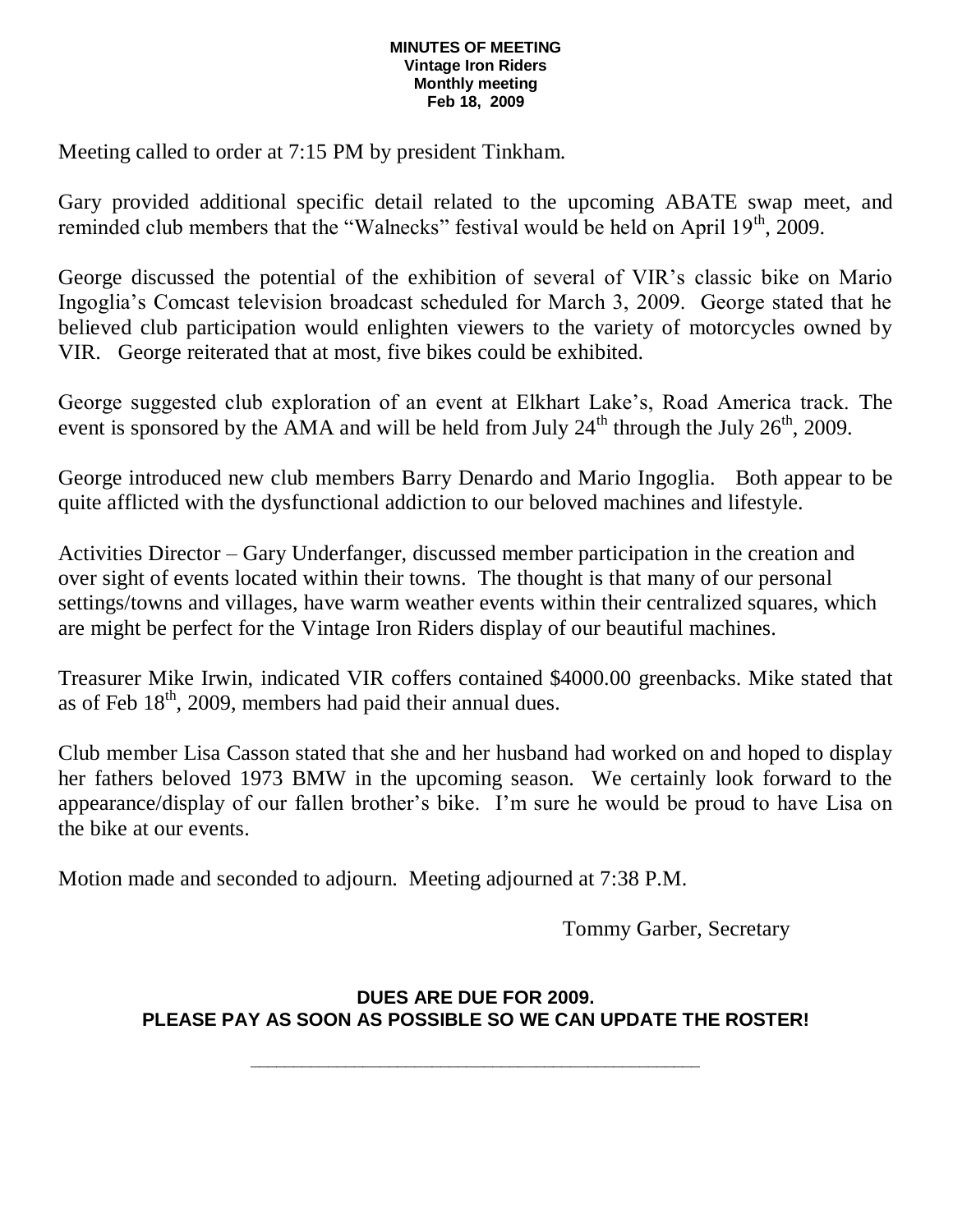**MINUTES OF MEETING**
**Vintage Iron Riders**
**Monthly meeting**
**Feb 18, 2009**

Meeting called to order at 7:15 PM by president Tinkham.

Gary provided additional specific detail related to the upcoming ABATE swap meet, and reminded club members that the "Walnecks" festival would be held on April 19th, 2009.

George discussed the potential of the exhibition of several of VIR's classic bike on Mario Ingoglia's Comcast television broadcast scheduled for March 3, 2009. George stated that he believed club participation would enlighten viewers to the variety of motorcycles owned by VIR. George reiterated that at most, five bikes could be exhibited.

George suggested club exploration of an event at Elkhart Lake's, Road America track. The event is sponsored by the AMA and will be held from July 24th through the July 26th, 2009.

George introduced new club members Barry Denardo and Mario Ingoglia. Both appear to be quite afflicted with the dysfunctional addiction to our beloved machines and lifestyle.

Activities Director – Gary Underfanger, discussed member participation in the creation and over sight of events located within their towns. The thought is that many of our personal settings/towns and villages, have warm weather events within their centralized squares, which are might be perfect for the Vintage Iron Riders display of our beautiful machines.

Treasurer Mike Irwin, indicated VIR coffers contained $4000.00 greenbacks. Mike stated that as of Feb 18th, 2009, members had paid their annual dues.

Club member Lisa Casson stated that she and her husband had worked on and hoped to display her fathers beloved 1973 BMW in the upcoming season. We certainly look forward to the appearance/display of our fallen brother's bike. I'm sure he would be proud to have Lisa on the bike at our events.

Motion made and seconded to adjourn. Meeting adjourned at 7:38 P.M.

Tommy Garber, Secretary

**DUES ARE DUE FOR 2009.**
**PLEASE PAY AS SOON AS POSSIBLE SO WE CAN UPDATE THE ROSTER!**

---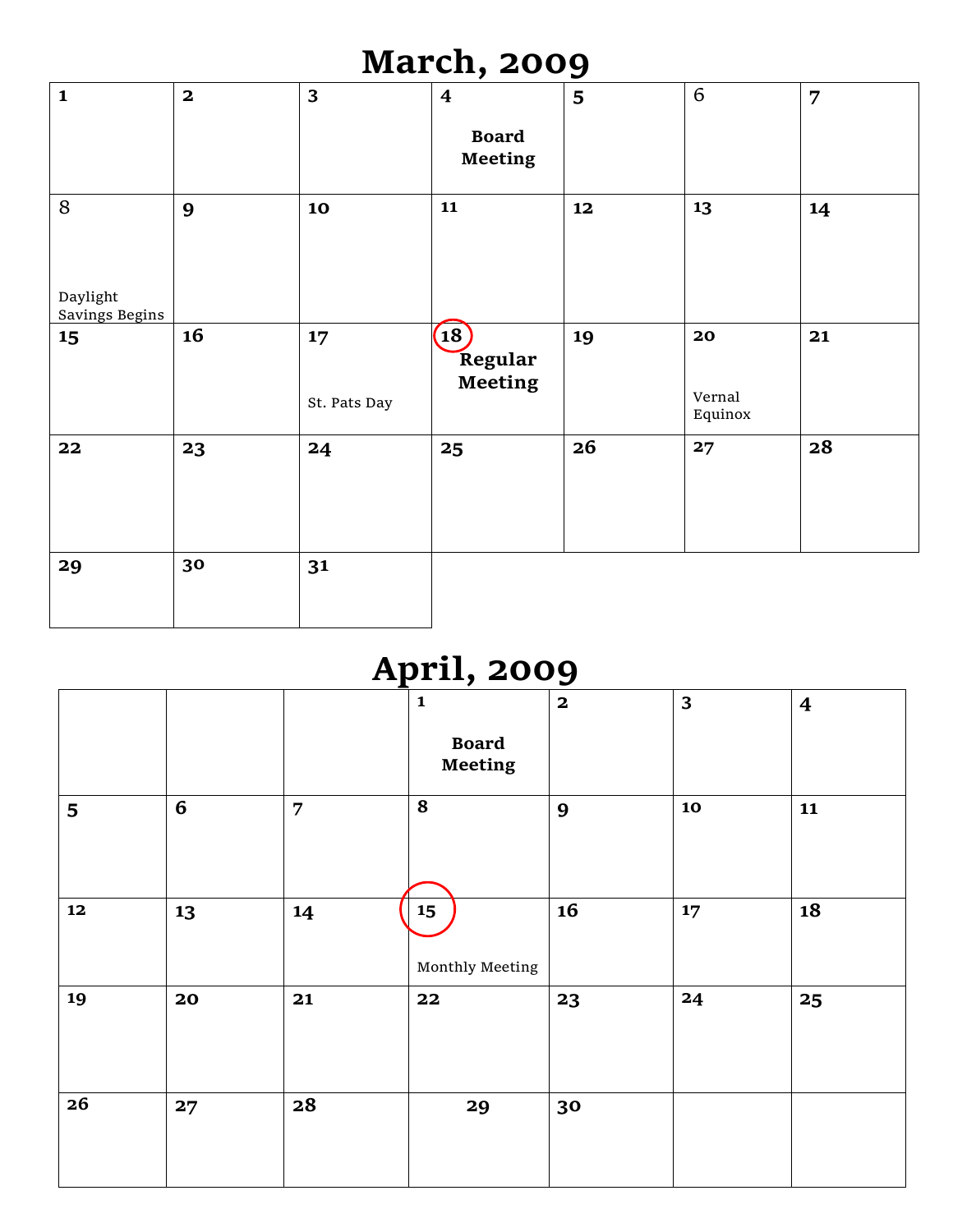# March, 2009

| | | | | | | |
|---|---|---|---|---|---|---|
| 1 | 2 | 3 | 4 **Board Meeting** | 5 | 6 | 7 |
| 8 Daylight Savings Begins | 9 | 10 | 11 | 12 | 13 | 14 |
| 15 | 16 | 17 St. Pats Day | 18 **Regular Meeting** | 19 | 20 Vernal Equinox | 21 |
| 22 | 23 | 24 | 25 | 26 | 27 | 28 |
| 29 | 30 | 31 | | | | |

# April, 2009

| | | | | | | |
|---|---|---|---|---|---|---|
| | | | 1 **Board Meeting** | 2 | 3 | 4 |
| 5 | 6 | 7 | 8 | 9 | 10 | 11 |
| 12 | 13 | 14 | 15 Monthly Meeting | 16 | 17 | 18 |
| 19 | 20 | 21 | 22 | 23 | 24 | 25 |
| 26 | 27 | 28 | 29 | 30 | | |